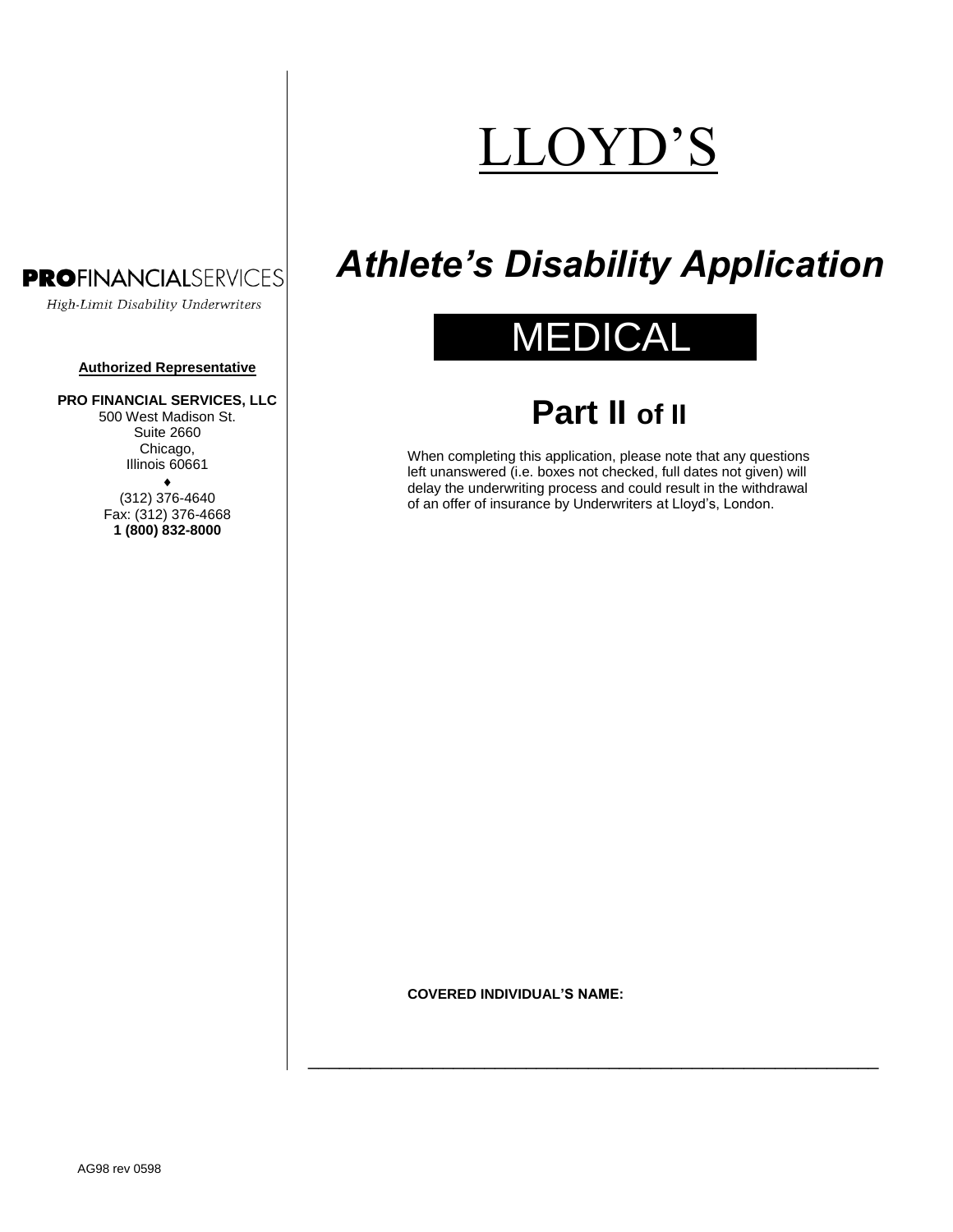**PROFINANCIALSERVICES**

*High-Limit Disability Underwriters*

**Authorized Representative**

**PRO FINANCIAL SERVICES, LLC**
500 West Madison St.
Suite 2660
Chicago,
Illinois 60661
♦
(312) 376-4640
Fax: (312) 376-4668
**1 (800) 832-8000**

# LLOYD'S

# *Athlete's Disability Application*

## MEDICAL

## Part II of II

When completing this application, please note that any questions left unanswered (i.e. boxes not checked, full dates not given) will delay the underwriting process and could result in the withdrawal of an offer of insurance by Underwriters at Lloyd's, London.

**COVERED INDIVIDUAL'S NAME:**

\_\_\_\_\_\_\_\_\_\_\_\_\_\_\_\_\_\_\_\_\_\_\_\_\_\_\_\_\_\_\_\_\_\_\_\_\_\_\_\_\_\_\_\_\_\_\_\_\_\_\_\_\_\_\_\_\_\_

AG98 rev 0598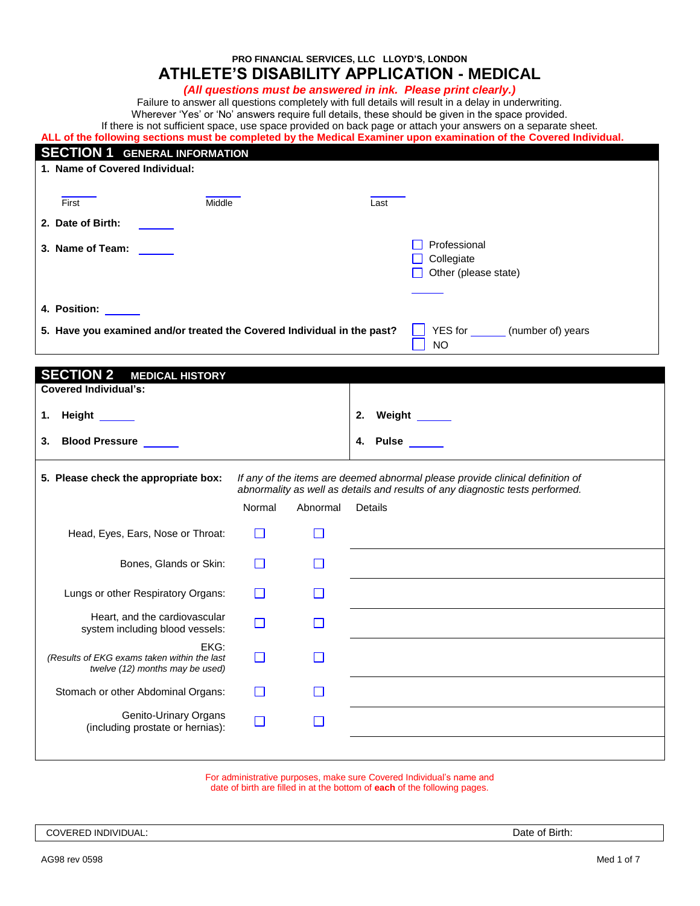PRO FINANCIAL SERVICES, LLC LLOYD'S, LONDON

# ATHLETE'S DISABILITY APPLICATION - MEDICAL

***(All questions must be answered in ink. Please print clearly.)***

Failure to answer all questions completely with full details will result in a delay in underwriting.
Wherever 'Yes' or 'No' answers require full details, these should be given in the space provided.
If there is not sufficient space, use space provided on back page or attach your answers on a separate sheet.

**ALL of the following sections must be completed by the Medical Examiner upon examination of the Covered Individual.**

## SECTION 1 GENERAL INFORMATION

**1. Name of Covered Individual:**

______ First ______ Middle ______ Last

**2. Date of Birth:** ______

**3. Name of Team:** ______

☐ Professional
☐ Collegiate
☐ Other (please state) ______

**4. Position:** ______

**5. Have you examined and/or treated the Covered Individual in the past?**

☐ YES for ______ (number of) years
☐ NO

## SECTION 2 MEDICAL HISTORY

**Covered Individual's:**

**1. Height** ______

**2. Weight** ______

**3. Blood Pressure** ______

**4. Pulse** ______

**5. Please check the appropriate box:** *If any of the items are deemed abnormal please provide clinical definition of abnormality as well as details and results of any diagnostic tests performed.*

| | Normal | Abnormal | Details |
|---|---|---|---|
| Head, Eyes, Ears, Nose or Throat: | ☐ | ☐ | |
| Bones, Glands or Skin: | ☐ | ☐ | |
| Lungs or other Respiratory Organs: | ☐ | ☐ | |
| Heart, and the cardiovascular system including blood vessels: | ☐ | ☐ | |
| EKG: *(Results of EKG exams taken within the last twelve (12) months may be used)* | ☐ | ☐ | |
| Stomach or other Abdominal Organs: | ☐ | ☐ | |
| Genito-Urinary Organs (including prostate or hernias): | ☐ | ☐ | |

For administrative purposes, make sure Covered Individual's name and date of birth are filled in at the bottom of **each** of the following pages.

| COVERED INDIVIDUAL: | Date of Birth: |
|---|---|

AG98 rev 0598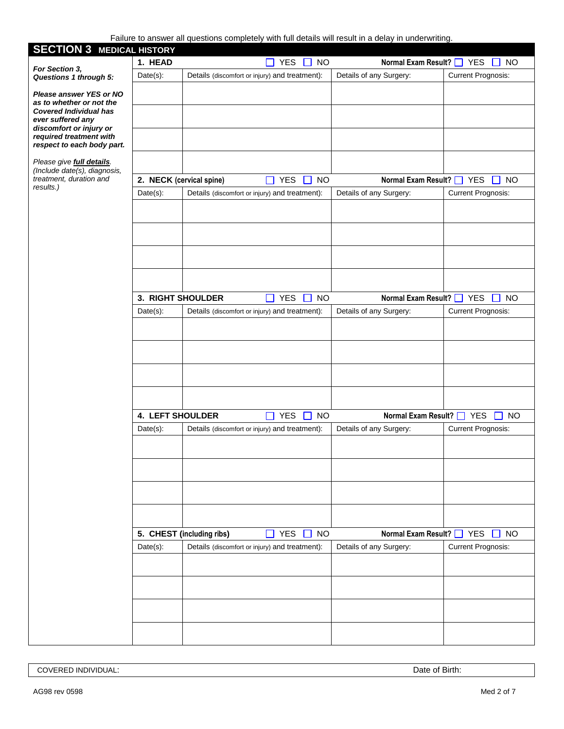Failure to answer all questions completely with full details will result in a delay in underwriting.

## SECTION 3 MEDICAL HISTORY

***For Section 3, Questions 1 through 5:***

***Please answer YES or NO as to whether or not the Covered Individual has ever suffered any discomfort or injury or required treatment with respect to each body part.***

*Please give **full details**. (Include date(s), diagnosis, treatment, duration and results.)*

**1. HEAD** ☐ YES ☐ NO **Normal Exam Result?** ☐ YES ☐ NO

| Date(s): | Details (discomfort or injury) and treatment): | Details of any Surgery: | Current Prognosis: |
|---|---|---|---|
| | | | |
| | | | |
| | | | |
| | | | |

**2. NECK (cervical spine)** ☐ YES ☐ NO **Normal Exam Result?** ☐ YES ☐ NO

| Date(s): | Details (discomfort or injury) and treatment): | Details of any Surgery: | Current Prognosis: |
|---|---|---|---|
| | | | |
| | | | |
| | | | |
| | | | |

**3. RIGHT SHOULDER** ☐ YES ☐ NO **Normal Exam Result?** ☐ YES ☐ NO

| Date(s): | Details (discomfort or injury) and treatment): | Details of any Surgery: | Current Prognosis: |
|---|---|---|---|
| | | | |
| | | | |
| | | | |
| | | | |

**4. LEFT SHOULDER** ☐ YES ☐ NO **Normal Exam Result?** ☐ YES ☐ NO

| Date(s): | Details (discomfort or injury) and treatment): | Details of any Surgery: | Current Prognosis: |
|---|---|---|---|
| | | | |
| | | | |
| | | | |
| | | | |

**5. CHEST (including ribs)** ☐ YES ☐ NO **Normal Exam Result?** ☐ YES ☐ NO

| Date(s): | Details (discomfort or injury) and treatment): | Details of any Surgery: | Current Prognosis: |
|---|---|---|---|
| | | | |
| | | | |
| | | | |
| | | | |

| COVERED INDIVIDUAL: | Date of Birth: |
|---|---|

AG98 rev 0598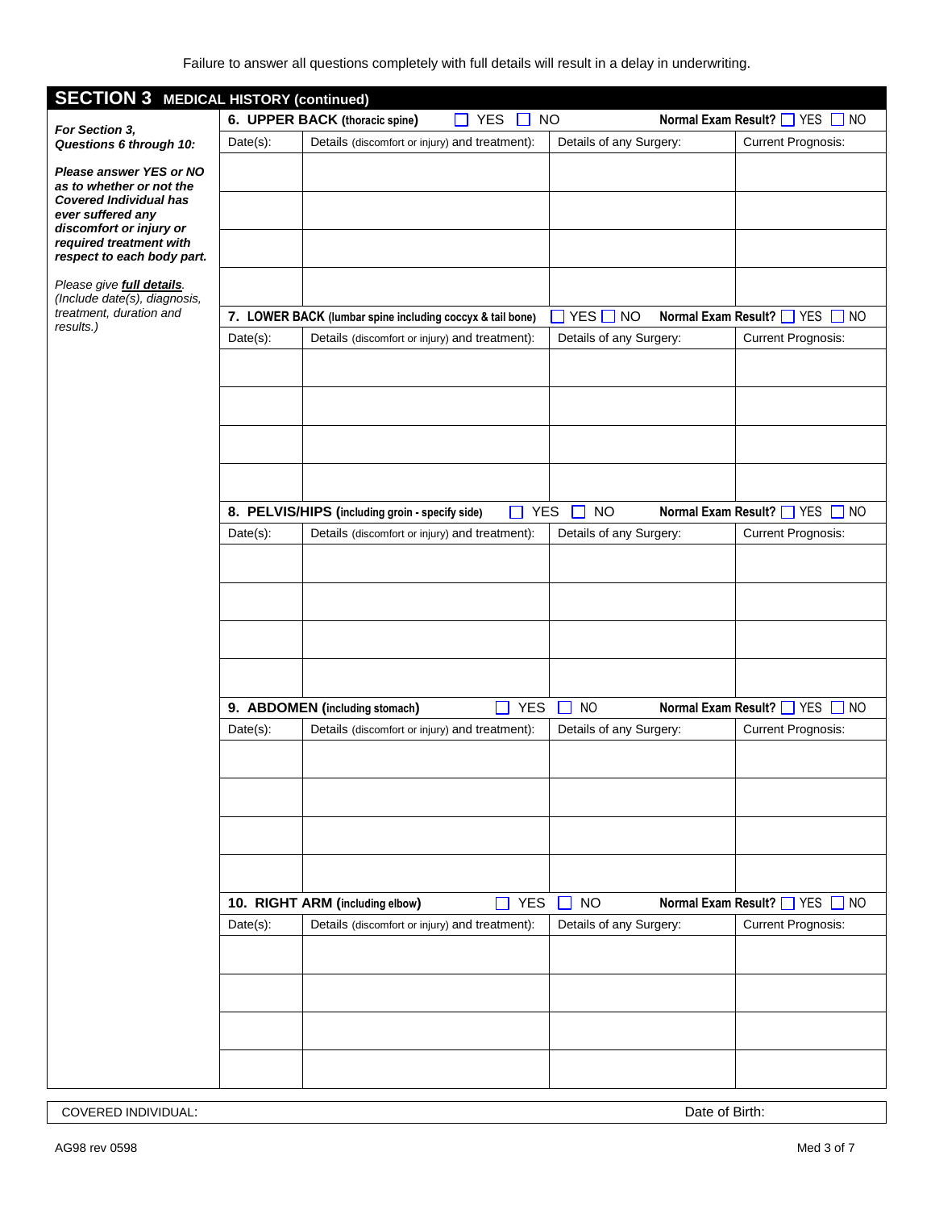Failure to answer all questions completely with full details will result in a delay in underwriting.

## SECTION 3 MEDICAL HISTORY (continued)

***For Section 3, Questions 6 through 10:***

***Please answer YES or NO as to whether or not the Covered Individual has ever suffered any discomfort or injury or required treatment with respect to each body part.***

*Please give **full details**. (Include date(s), diagnosis, treatment, duration and results.)*

**6. UPPER BACK (thoracic spine)** ☐ YES ☐ NO **Normal Exam Result?** ☐ YES ☐ NO

| Date(s): | Details (discomfort or injury) and treatment): | Details of any Surgery: | Current Prognosis: |
|---|---|---|---|
| | | | |
| | | | |
| | | | |
| | | | |

**7. LOWER BACK (lumbar spine including coccyx & tail bone)** ☐ YES ☐ NO **Normal Exam Result?** ☐ YES ☐ NO

| Date(s): | Details (discomfort or injury) and treatment): | Details of any Surgery: | Current Prognosis: |
|---|---|---|---|
| | | | |
| | | | |
| | | | |
| | | | |

**8. PELVIS/HIPS (including groin - specify side)** ☐ YES ☐ NO **Normal Exam Result?** ☐ YES ☐ NO

| Date(s): | Details (discomfort or injury) and treatment): | Details of any Surgery: | Current Prognosis: |
|---|---|---|---|
| | | | |
| | | | |
| | | | |
| | | | |

**9. ABDOMEN (including stomach)** ☐ YES ☐ NO **Normal Exam Result?** ☐ YES ☐ NO

| Date(s): | Details (discomfort or injury) and treatment): | Details of any Surgery: | Current Prognosis: |
|---|---|---|---|
| | | | |
| | | | |
| | | | |
| | | | |

**10. RIGHT ARM (including elbow)** ☐ YES ☐ NO **Normal Exam Result?** ☐ YES ☐ NO

| Date(s): | Details (discomfort or injury) and treatment): | Details of any Surgery: | Current Prognosis: |
|---|---|---|---|
| | | | |
| | | | |
| | | | |
| | | | |

COVERED INDIVIDUAL: Date of Birth:

AG98 rev 0598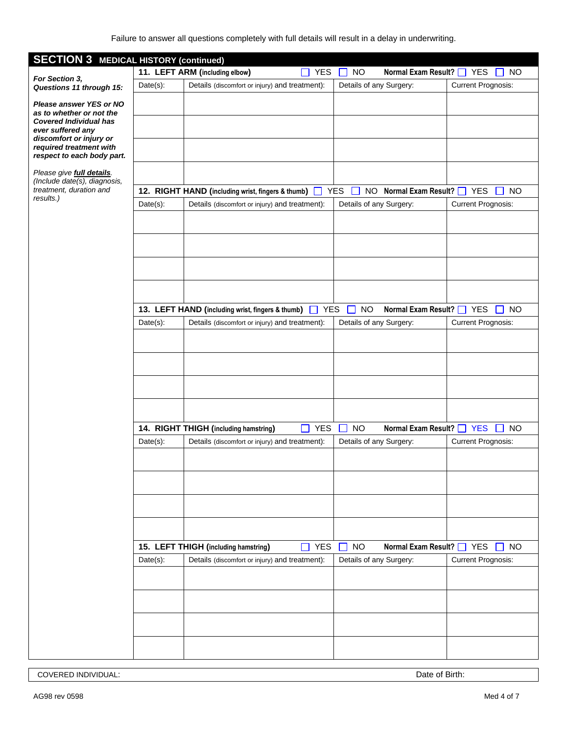Failure to answer all questions completely with full details will result in a delay in underwriting.

## SECTION 3 MEDICAL HISTORY (continued)

***For Section 3, Questions 11 through 15:***

***Please answer YES or NO as to whether or not the Covered Individual has ever suffered any discomfort or injury or required treatment with respect to each body part.***

*Please give* ***full details****. (Include date(s), diagnosis, treatment, duration and results.)*

**11. LEFT ARM (including elbow)** ☐ YES ☐ NO **Normal Exam Result?** ☐ YES ☐ NO

| Date(s): | Details (discomfort or injury) and treatment): | Details of any Surgery: | Current Prognosis: |
|---|---|---|---|
| | | | |
| | | | |
| | | | |
| | | | |

**12. RIGHT HAND (including wrist, fingers & thumb)** ☐ YES ☐ NO **Normal Exam Result?** ☐ YES ☐ NO

| Date(s): | Details (discomfort or injury) and treatment): | Details of any Surgery: | Current Prognosis: |
|---|---|---|---|
| | | | |
| | | | |
| | | | |
| | | | |

**13. LEFT HAND (including wrist, fingers & thumb)** ☐ YES ☐ NO **Normal Exam Result?** ☐ YES ☐ NO

| Date(s): | Details (discomfort or injury) and treatment): | Details of any Surgery: | Current Prognosis: |
|---|---|---|---|
| | | | |
| | | | |
| | | | |
| | | | |

**14. RIGHT THIGH (including hamstring)** ☐ YES ☐ NO **Normal Exam Result?** ☐ YES ☐ NO

| Date(s): | Details (discomfort or injury) and treatment): | Details of any Surgery: | Current Prognosis: |
|---|---|---|---|
| | | | |
| | | | |
| | | | |
| | | | |

**15. LEFT THIGH (including hamstring)** ☐ YES ☐ NO **Normal Exam Result?** ☐ YES ☐ NO

| Date(s): | Details (discomfort or injury) and treatment): | Details of any Surgery: | Current Prognosis: |
|---|---|---|---|
| | | | |
| | | | |
| | | | |
| | | | |

COVERED INDIVIDUAL: Date of Birth:

AG98 rev 0598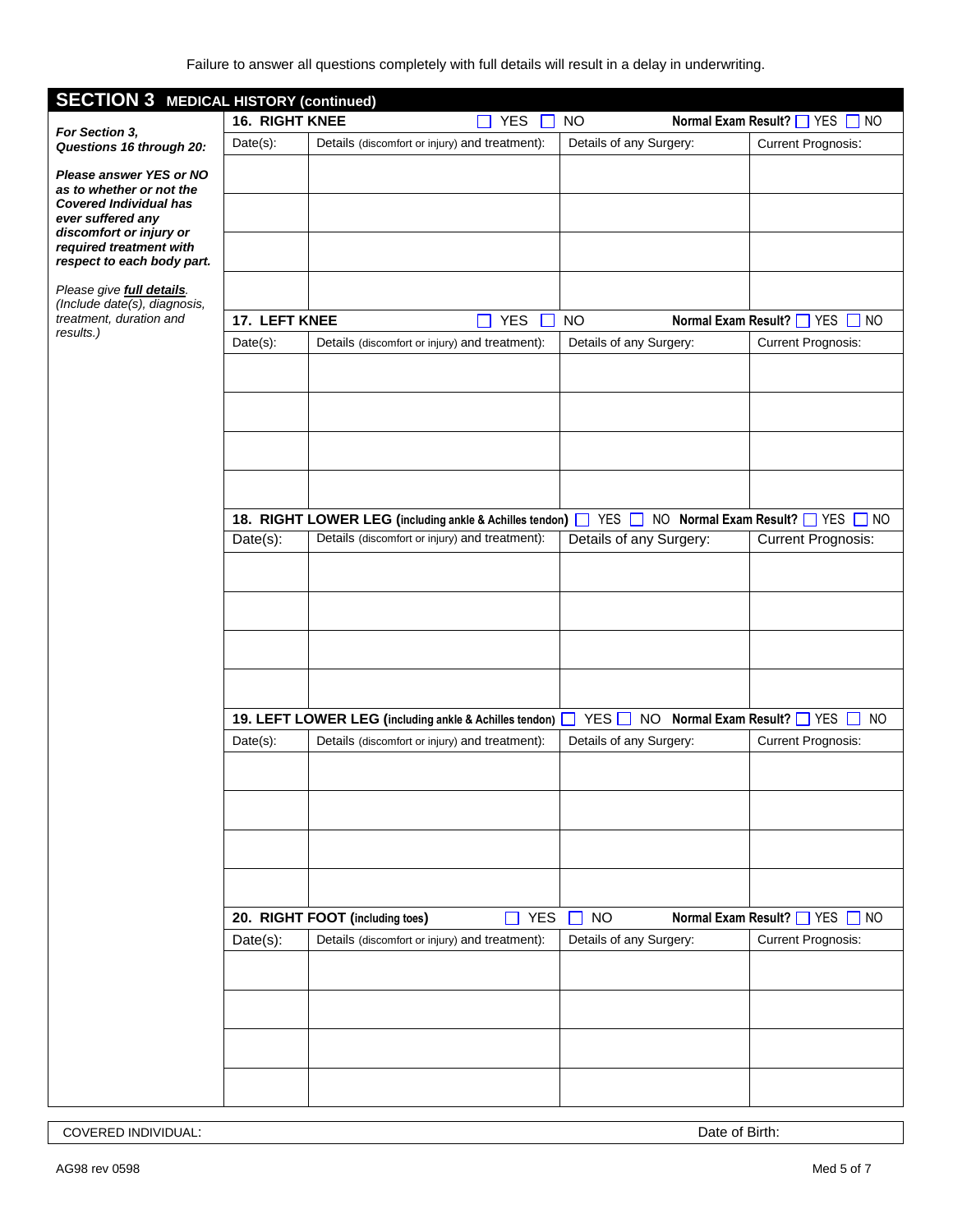Failure to answer all questions completely with full details will result in a delay in underwriting.

## SECTION 3 MEDICAL HISTORY (continued)

***For Section 3, Questions 16 through 20:***

***Please answer YES or NO as to whether or not the Covered Individual has ever suffered any discomfort or injury or required treatment with respect to each body part.***

*Please give **full details**. (Include date(s), diagnosis, treatment, duration and results.)*

**16. RIGHT KNEE** ☐ YES ☐ NO **Normal Exam Result?** ☐ YES ☐ NO

| Date(s): | Details (discomfort or injury) and treatment): | Details of any Surgery: | Current Prognosis: |
|---|---|---|---|
| | | | |
| | | | |
| | | | |
| | | | |

**17. LEFT KNEE** ☐ YES ☐ NO **Normal Exam Result?** ☐ YES ☐ NO

| Date(s): | Details (discomfort or injury) and treatment): | Details of any Surgery: | Current Prognosis: |
|---|---|---|---|
| | | | |
| | | | |
| | | | |
| | | | |

**18. RIGHT LOWER LEG (including ankle & Achilles tendon)** ☐ YES ☐ NO **Normal Exam Result?** ☐ YES ☐ NO

| Date(s): | Details (discomfort or injury) and treatment): | Details of any Surgery: | Current Prognosis: |
|---|---|---|---|
| | | | |
| | | | |
| | | | |
| | | | |

**19. LEFT LOWER LEG (including ankle & Achilles tendon)** ☐ YES ☐ NO **Normal Exam Result?** ☐ YES ☐ NO

| Date(s): | Details (discomfort or injury) and treatment): | Details of any Surgery: | Current Prognosis: |
|---|---|---|---|
| | | | |
| | | | |
| | | | |
| | | | |

**20. RIGHT FOOT (including toes)** ☐ YES ☐ NO **Normal Exam Result?** ☐ YES ☐ NO

| Date(s): | Details (discomfort or injury) and treatment): | Details of any Surgery: | Current Prognosis: |
|---|---|---|---|
| | | | |
| | | | |
| | | | |
| | | | |

COVERED INDIVIDUAL: Date of Birth:

AG98 rev 0598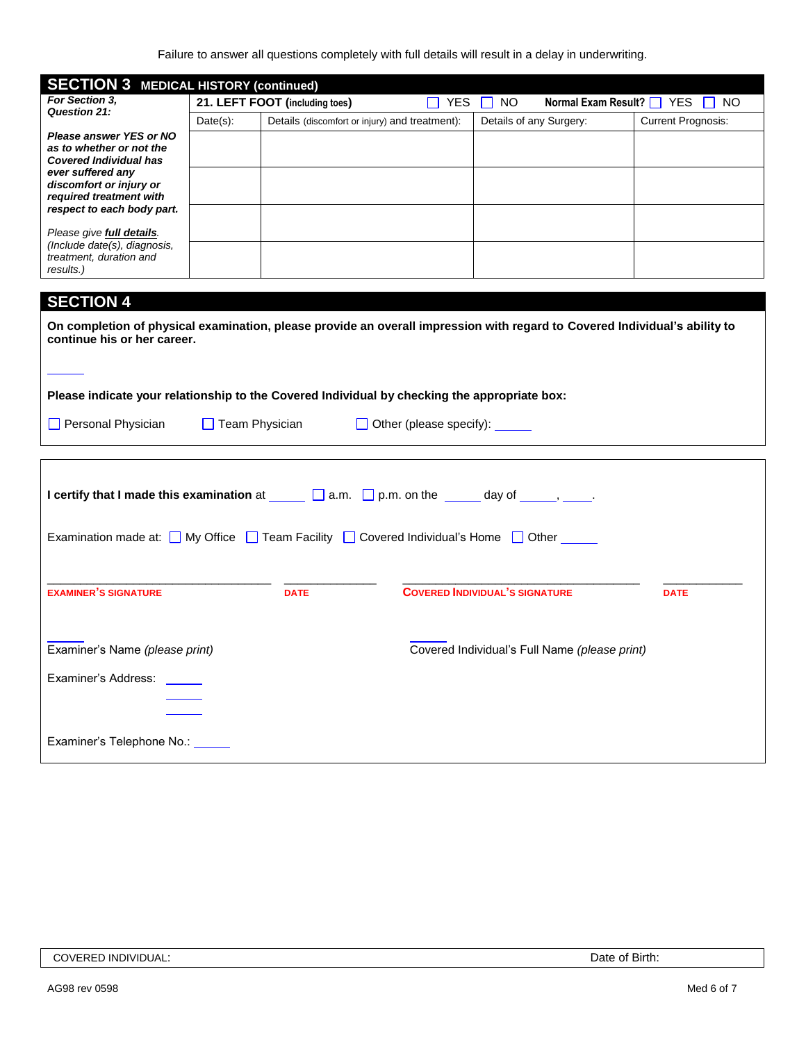Failure to answer all questions completely with full details will result in a delay in underwriting.

## SECTION 3 MEDICAL HISTORY (continued)

| ***For Section 3, Question 21:*** | **21. LEFT FOOT (including toes)** ☐ YES ☐ NO | | **Normal Exam Result?** ☐ YES ☐ NO | |
|---|---|---|---|---|
| ***Please answer YES or NO as to whether or not the Covered Individual has ever suffered any discomfort or injury or required treatment with respect to each body part.*** *Please give* ***full details****. (Include date(s), diagnosis, treatment, duration and results.)* | Date(s): | Details (discomfort or injury) and treatment): | Details of any Surgery: | Current Prognosis: |
| | | | | |
| | | | | |
| | | | | |
| | | | | |

## SECTION 4

**On completion of physical examination, please provide an overall impression with regard to Covered Individual's ability to continue his or her career.**

______

**Please indicate your relationship to the Covered Individual by checking the appropriate box:**

☐ Personal Physician ☐ Team Physician ☐ Other (please specify): ______

**I certify that I made this examination** at ______ ☐ a.m. ☐ p.m. on the ______ day of ______, ______.

Examination made at: ☐ My Office ☐ Team Facility ☐ Covered Individual's Home ☐ Other ______

| | | | |
|---|---|---|---|
| ______________________ | ____________ | ______________________ | ____________ |
| **EXAMINER'S SIGNATURE** | **DATE** | **COVERED INDIVIDUAL'S SIGNATURE** | **DATE** |

______
Examiner's Name *(please print)*

______
Covered Individual's Full Name *(please print)*

Examiner's Address: ______
______
______

Examiner's Telephone No.: ______

| COVERED INDIVIDUAL: | Date of Birth: |
|---|---|

AG98 rev 0598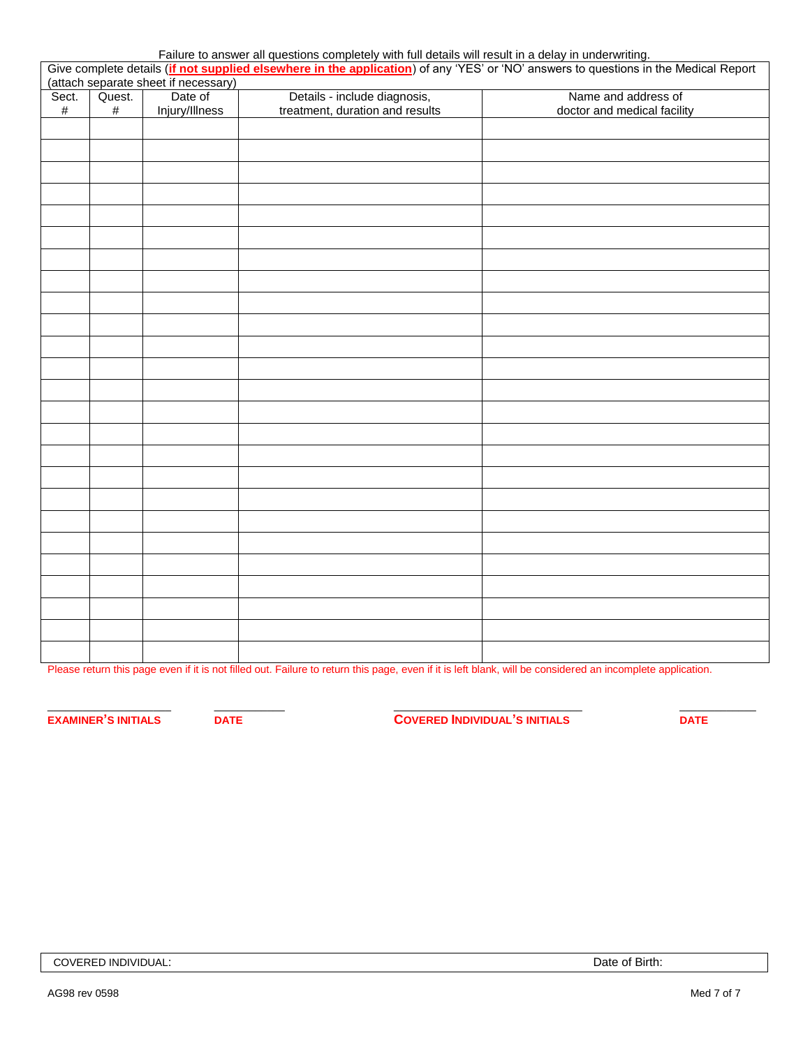Failure to answer all questions completely with full details will result in a delay in underwriting.

| Give complete details (**if not supplied elsewhere in the application**) of any 'YES' or 'NO' answers to questions in the Medical Report (attach separate sheet if necessary) | | | | |
|---|---|---|---|---|
| Sect. # | Quest. # | Date of Injury/Illness | Details - include diagnosis, treatment, duration and results | Name and address of doctor and medical facility |
| | | | | |
| | | | | |
| | | | | |
| | | | | |
| | | | | |
| | | | | |
| | | | | |
| | | | | |
| | | | | |
| | | | | |
| | | | | |
| | | | | |
| | | | | |
| | | | | |
| | | | | |
| | | | | |
| | | | | |
| | | | | |
| | | | | |
| | | | | |
| | | | | |
| | | | | |
| | | | | |
| | | | | |
| | | | | |

Please return this page even if it is not filled out. Failure to return this page, even if it is left blank, will be considered an incomplete application.

| | | | |
|---|---|---|---|
| _______________ | __________ | _______________ | __________ |
| **EXAMINER'S INITIALS** | **DATE** | **COVERED INDIVIDUAL'S INITIALS** | **DATE** |

COVERED INDIVIDUAL: Date of Birth:

AG98 rev 0598